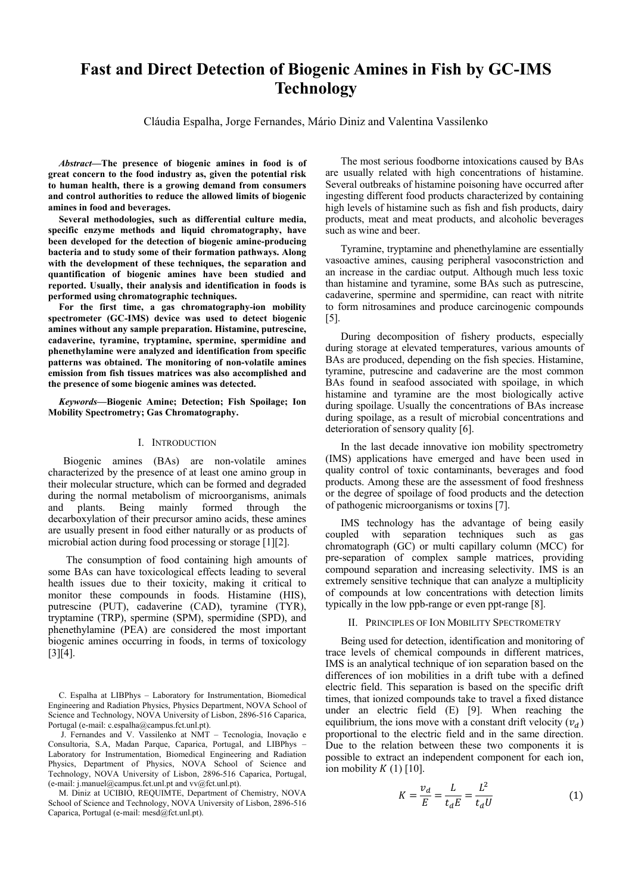# Fast and Direct Detection of Biogenic Amines in Fish by GC-IMS Technology

Cláudia Espalha, Jorge Fernandes, Mário Diniz and Valentina Vassilenko

***Abstract*—The presence of biogenic amines in food is of great concern to the food industry as, given the potential risk to human health, there is a growing demand from consumers and control authorities to reduce the allowed limits of biogenic amines in food and beverages.**

**Several methodologies, such as differential culture media, specific enzyme methods and liquid chromatography, have been developed for the detection of biogenic amine-producing bacteria and to study some of their formation pathways. Along with the development of these techniques, the separation and quantification of biogenic amines have been studied and reported. Usually, their analysis and identification in foods is performed using chromatographic techniques.**

**For the first time, a gas chromatography-ion mobility spectrometer (GC-IMS) device was used to detect biogenic amines without any sample preparation. Histamine, putrescine, cadaverine, tyramine, tryptamine, spermine, spermidine and phenethylamine were analyzed and identification from specific patterns was obtained. The monitoring of non-volatile amines emission from fish tissues matrices was also accomplished and the presence of some biogenic amines was detected.**

***Keywords*—Biogenic Amine; Detection; Fish Spoilage; Ion Mobility Spectrometry; Gas Chromatography.**

## I. Introduction

Biogenic amines (BAs) are non-volatile amines characterized by the presence of at least one amino group in their molecular structure, which can be formed and degraded during the normal metabolism of microorganisms, animals and plants. Being mainly formed through the decarboxylation of their precursor amino acids, these amines are usually present in food either naturally or as products of microbial action during food processing or storage [1][2].

The consumption of food containing high amounts of some BAs can have toxicological effects leading to several health issues due to their toxicity, making it critical to monitor these compounds in foods. Histamine (HIS), putrescine (PUT), cadaverine (CAD), tyramine (TYR), tryptamine (TRP), spermine (SPM), spermidine (SPD), and phenethylamine (PEA) are considered the most important biogenic amines occurring in foods, in terms of toxicology [3][4].

C. Espalha at LIBPhys – Laboratory for Instrumentation, Biomedical Engineering and Radiation Physics, Physics Department, NOVA School of Science and Technology, NOVA University of Lisbon, 2896-516 Caparica, Portugal (e-mail: c.espalha@campus.fct.unl.pt).

J. Fernandes and V. Vassilenko at NMT – Tecnologia, Inovação e Consultoria, S.A, Madan Parque, Caparica, Portugal, and LIBPhys – Laboratory for Instrumentation, Biomedical Engineering and Radiation Physics, Department of Physics, NOVA School of Science and Technology, NOVA University of Lisbon, 2896-516 Caparica, Portugal, (e-mail: j.manuel@campus.fct.unl.pt and vv@fct.unl.pt).

M. Diniz at UCIBIO, REQUIMTE, Department of Chemistry, NOVA School of Science and Technology, NOVA University of Lisbon, 2896-516 Caparica, Portugal (e-mail: mesd@fct.unl.pt).

The most serious foodborne intoxications caused by BAs are usually related with high concentrations of histamine. Several outbreaks of histamine poisoning have occurred after ingesting different food products characterized by containing high levels of histamine such as fish and fish products, dairy products, meat and meat products, and alcoholic beverages such as wine and beer.

Tyramine, tryptamine and phenethylamine are essentially vasoactive amines, causing peripheral vasoconstriction and an increase in the cardiac output. Although much less toxic than histamine and tyramine, some BAs such as putrescine, cadaverine, spermine and spermidine, can react with nitrite to form nitrosamines and produce carcinogenic compounds [5].

During decomposition of fishery products, especially during storage at elevated temperatures, various amounts of BAs are produced, depending on the fish species. Histamine, tyramine, putrescine and cadaverine are the most common BAs found in seafood associated with spoilage, in which histamine and tyramine are the most biologically active during spoilage. Usually the concentrations of BAs increase during spoilage, as a result of microbial concentrations and deterioration of sensory quality [6].

In the last decade innovative ion mobility spectrometry (IMS) applications have emerged and have been used in quality control of toxic contaminants, beverages and food products. Among these are the assessment of food freshness or the degree of spoilage of food products and the detection of pathogenic microorganisms or toxins [7].

IMS technology has the advantage of being easily coupled with separation techniques such as gas chromatograph (GC) or multi capillary column (MCC) for pre-separation of complex sample matrices, providing compound separation and increasing selectivity. IMS is an extremely sensitive technique that can analyze a multiplicity of compounds at low concentrations with detection limits typically in the low ppb-range or even ppt-range [8].

## II. Principles of Ion Mobility Spectrometry

Being used for detection, identification and monitoring of trace levels of chemical compounds in different matrices, IMS is an analytical technique of ion separation based on the differences of ion mobilities in a drift tube with a defined electric field. This separation is based on the specific drift times, that ionized compounds take to travel a fixed distance under an electric field (E) [9]. When reaching the equilibrium, the ions move with a constant drift velocity ($v_d$) proportional to the electric field and in the same direction. Due to the relation between these two components it is possible to extract an independent component for each ion, ion mobility $K$ (1) [10].

$$K = \frac{v_d}{E} = \frac{L}{t_d E} = \frac{L^2}{t_d U} \tag{1}$$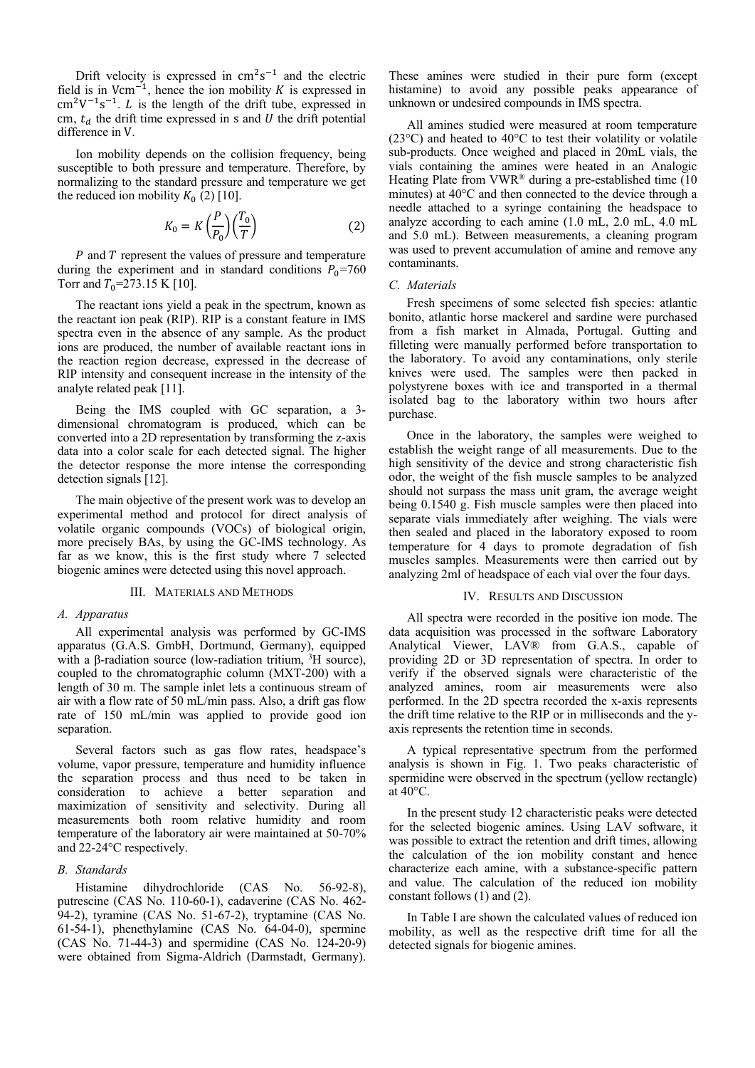Drift velocity is expressed in $\mathrm{cm^2 s^{-1}}$ and the electric field is in $\mathrm{Vcm^{-1}}$, hence the ion mobility $K$ is expressed in $\mathrm{cm^2 V^{-1} s^{-1}}$. $L$ is the length of the drift tube, expressed in cm, $t_d$ the drift time expressed in s and $U$ the drift potential difference in V.

Ion mobility depends on the collision frequency, being susceptible to both pressure and temperature. Therefore, by normalizing to the standard pressure and temperature we get the reduced ion mobility $K_0$ (2) [10].

$$K_0 = K\left(\frac{P}{P_0}\right)\left(\frac{T_0}{T}\right) \tag{2}$$

$P$ and $T$ represent the values of pressure and temperature during the experiment and in standard conditions $P_0$=760 Torr and $T_0$=273.15 K [10].

The reactant ions yield a peak in the spectrum, known as the reactant ion peak (RIP). RIP is a constant feature in IMS spectra even in the absence of any sample. As the product ions are produced, the number of available reactant ions in the reaction region decrease, expressed in the decrease of RIP intensity and consequent increase in the intensity of the analyte related peak [11].

Being the IMS coupled with GC separation, a 3-dimensional chromatogram is produced, which can be converted into a 2D representation by transforming the z-axis data into a color scale for each detected signal. The higher the detector response the more intense the corresponding detection signals [12].

The main objective of the present work was to develop an experimental method and protocol for direct analysis of volatile organic compounds (VOCs) of biological origin, more precisely BAs, by using the GC-IMS technology. As far as we know, this is the first study where 7 selected biogenic amines were detected using this novel approach.

## III. Materials and Methods

### A. Apparatus

All experimental analysis was performed by GC-IMS apparatus (G.A.S. GmbH, Dortmund, Germany), equipped with a β-radiation source (low-radiation tritium, $^3$H source), coupled to the chromatographic column (MXT-200) with a length of 30 m. The sample inlet lets a continuous stream of air with a flow rate of 50 mL/min pass. Also, a drift gas flow rate of 150 mL/min was applied to provide good ion separation.

Several factors such as gas flow rates, headspace's volume, vapor pressure, temperature and humidity influence the separation process and thus need to be taken in consideration to achieve a better separation and maximization of sensitivity and selectivity. During all measurements both room relative humidity and room temperature of the laboratory air were maintained at 50-70% and 22-24°C respectively.

### B. Standards

Histamine dihydrochloride (CAS No. 56-92-8), putrescine (CAS No. 110-60-1), cadaverine (CAS No. 462-94-2), tyramine (CAS No. 51-67-2), tryptamine (CAS No. 61-54-1), phenethylamine (CAS No. 64-04-0), spermine (CAS No. 71-44-3) and spermidine (CAS No. 124-20-9) were obtained from Sigma-Aldrich (Darmstadt, Germany). These amines were studied in their pure form (except histamine) to avoid any possible peaks appearance of unknown or undesired compounds in IMS spectra.

All amines studied were measured at room temperature (23°C) and heated to 40°C to test their volatility or volatile sub-products. Once weighed and placed in 20mL vials, the vials containing the amines were heated in an Analogic Heating Plate from VWR® during a pre-established time (10 minutes) at 40°C and then connected to the device through a needle attached to a syringe containing the headspace to analyze according to each amine (1.0 mL, 2.0 mL, 4.0 mL and 5.0 mL). Between measurements, a cleaning program was used to prevent accumulation of amine and remove any contaminants.

### C. Materials

Fresh specimens of some selected fish species: atlantic bonito, atlantic horse mackerel and sardine were purchased from a fish market in Almada, Portugal. Gutting and filleting were manually performed before transportation to the laboratory. To avoid any contaminations, only sterile knives were used. The samples were then packed in polystyrene boxes with ice and transported in a thermal isolated bag to the laboratory within two hours after purchase.

Once in the laboratory, the samples were weighed to establish the weight range of all measurements. Due to the high sensitivity of the device and strong characteristic fish odor, the weight of the fish muscle samples to be analyzed should not surpass the mass unit gram, the average weight being 0.1540 g. Fish muscle samples were then placed into separate vials immediately after weighing. The vials were then sealed and placed in the laboratory exposed to room temperature for 4 days to promote degradation of fish muscles samples. Measurements were then carried out by analyzing 2ml of headspace of each vial over the four days.

## IV. Results and Discussion

All spectra were recorded in the positive ion mode. The data acquisition was processed in the software Laboratory Analytical Viewer, LAV® from G.A.S., capable of providing 2D or 3D representation of spectra. In order to verify if the observed signals were characteristic of the analyzed amines, room air measurements were also performed. In the 2D spectra recorded the x-axis represents the drift time relative to the RIP or in milliseconds and the y-axis represents the retention time in seconds.

A typical representative spectrum from the performed analysis is shown in Fig. 1. Two peaks characteristic of spermidine were observed in the spectrum (yellow rectangle) at 40°C.

In the present study 12 characteristic peaks were detected for the selected biogenic amines. Using LAV software, it was possible to extract the retention and drift times, allowing the calculation of the ion mobility constant and hence characterize each amine, with a substance-specific pattern and value. The calculation of the reduced ion mobility constant follows (1) and (2).

In Table I are shown the calculated values of reduced ion mobility, as well as the respective drift time for all the detected signals for biogenic amines.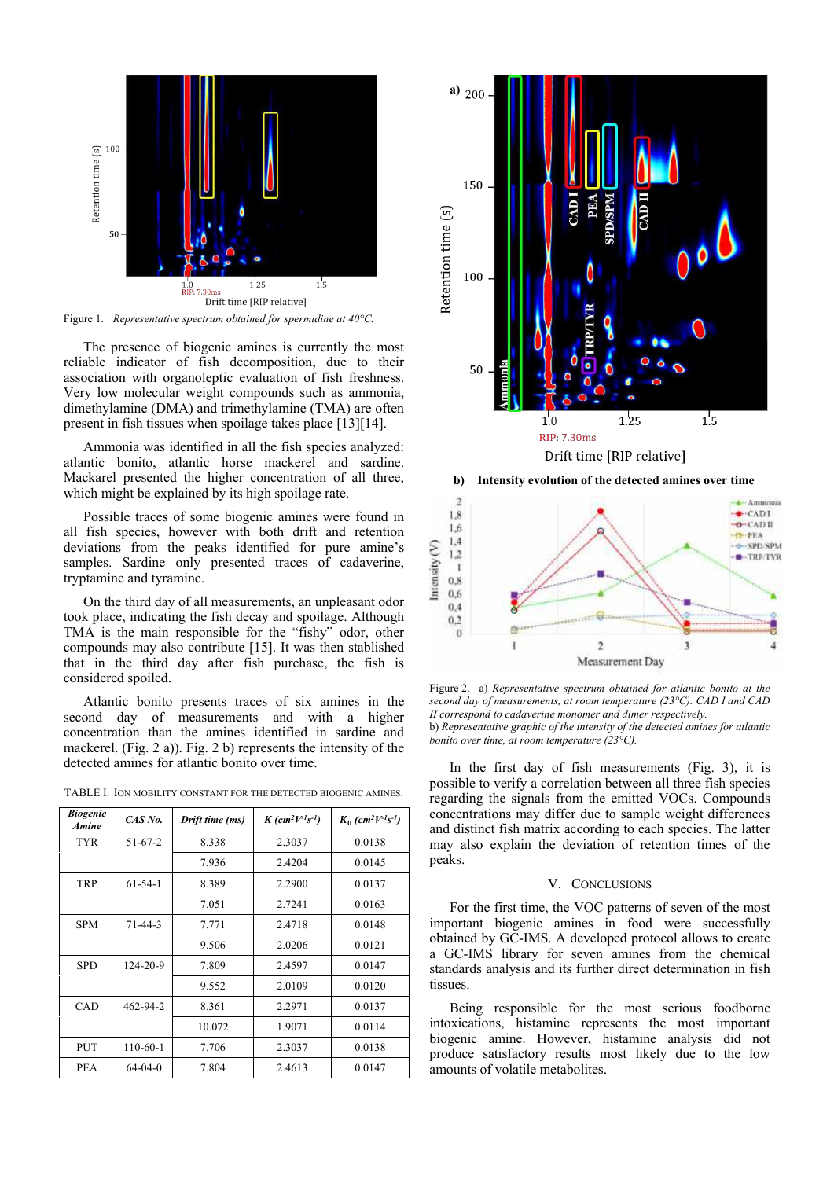Figure 1. *Representative spectrum obtained for spermidine at 40°C.*

The presence of biogenic amines is currently the most reliable indicator of fish decomposition, due to their association with organoleptic evaluation of fish freshness. Very low molecular weight compounds such as ammonia, dimethylamine (DMA) and trimethylamine (TMA) are often present in fish tissues when spoilage takes place [13][14].

Ammonia was identified in all the fish species analyzed: atlantic bonito, atlantic horse mackerel and sardine. Mackarel presented the higher concentration of all three, which might be explained by its high spoilage rate.

Possible traces of some biogenic amines were found in all fish species, however with both drift and retention deviations from the peaks identified for pure amine's samples. Sardine only presented traces of cadaverine, tryptamine and tyramine.

On the third day of all measurements, an unpleasant odor took place, indicating the fish decay and spoilage. Although TMA is the main responsible for the "fishy" odor, other compounds may also contribute [15]. It was then stablished that in the third day after fish purchase, the fish is considered spoiled.

Atlantic bonito presents traces of six amines in the second day of measurements and with a higher concentration than the amines identified in sardine and mackerel. (Fig. 2 a)). Fig. 2 b) represents the intensity of the detected amines for atlantic bonito over time.

TABLE I. Ion mobility constant for the detected biogenic amines.

| *Biogenic Amine* | *CAS No.* | *Drift time (ms)* | *K ($cm^2V^{-1}s^{-1}$)* | *$K_0$ ($cm^2V^{-1}s^{-1}$)* |
|---|---|---|---|---|
| TYR | 51-67-2 | 8.338 | 2.3037 | 0.0138 |
| | | 7.936 | 2.4204 | 0.0145 |
| TRP | 61-54-1 | 8.389 | 2.2900 | 0.0137 |
| | | 7.051 | 2.7241 | 0.0163 |
| SPM | 71-44-3 | 7.771 | 2.4718 | 0.0148 |
| | | 9.506 | 2.0206 | 0.0121 |
| SPD | 124-20-9 | 7.809 | 2.4597 | 0.0147 |
| | | 9.552 | 2.0109 | 0.0120 |
| CAD | 462-94-2 | 8.361 | 2.2971 | 0.0137 |
| | | 10.072 | 1.9071 | 0.0114 |
| PUT | 110-60-1 | 7.706 | 2.3037 | 0.0138 |
| PEA | 64-04-0 | 7.804 | 2.4613 | 0.0147 |

b) **Intensity evolution of the detected amines over time**

Figure 2. a) *Representative spectrum obtained for atlantic bonito at the second day of measurements, at room temperature (23°C). CAD I and CAD II correspond to cadaverine monomer and dimer respectively.*
b) *Representative graphic of the intensity of the detected amines for atlantic bonito over time, at room temperature (23°C).*

In the first day of fish measurements (Fig. 3), it is possible to verify a correlation between all three fish species regarding the signals from the emitted VOCs. Compounds concentrations may differ due to sample weight differences and distinct fish matrix according to each species. The latter may also explain the deviation of retention times of the peaks.

## V. Conclusions

For the first time, the VOC patterns of seven of the most important biogenic amines in food were successfully obtained by GC-IMS. A developed protocol allows to create a GC-IMS library for seven amines from the chemical standards analysis and its further direct determination in fish tissues.

Being responsible for the most serious foodborne intoxications, histamine represents the most important biogenic amine. However, histamine analysis did not produce satisfactory results most likely due to the low amounts of volatile metabolites.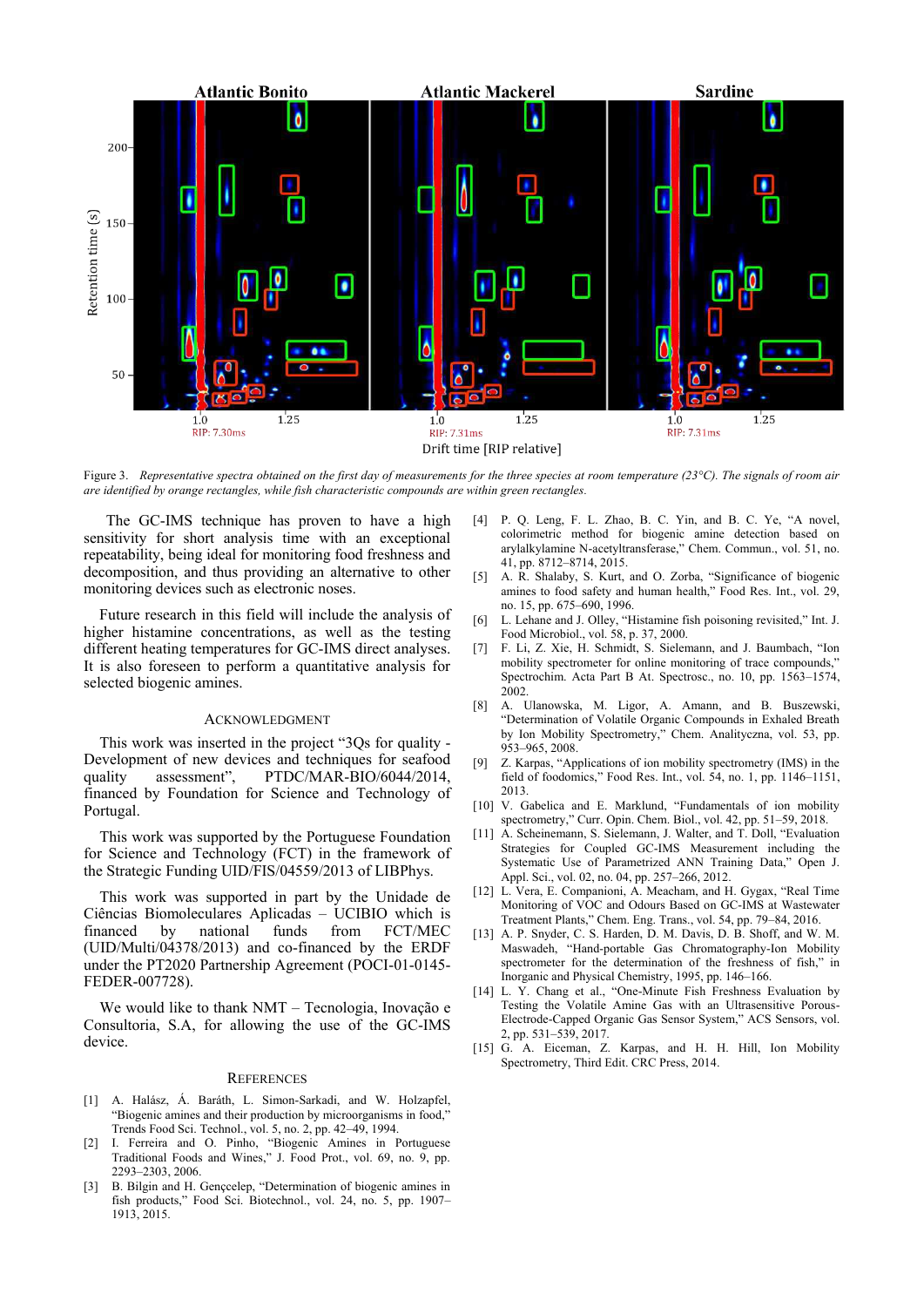Atlantic Bonito

Atlantic Mackerel

Sardine

Retention time (s)

200

150

100

50

1.0

1.25

RIP: 7.30ms

RIP: 7.31ms

RIP: 7.31ms

Drift time [RIP relative]

Figure 3. *Representative spectra obtained on the first day of measurements for the three species at room temperature (23°C). The signals of room air are identified by orange rectangles, while fish characteristic compounds are within green rectangles.*

The GC-IMS technique has proven to have a high sensitivity for short analysis time with an exceptional repeatability, being ideal for monitoring food freshness and decomposition, and thus providing an alternative to other monitoring devices such as electronic noses.

Future research in this field will include the analysis of higher histamine concentrations, as well as the testing different heating temperatures for GC-IMS direct analyses. It is also foreseen to perform a quantitative analysis for selected biogenic amines.

## Acknowledgment

This work was inserted in the project "3Qs for quality - Development of new devices and techniques for seafood quality assessment", PTDC/MAR-BIO/6044/2014, financed by Foundation for Science and Technology of Portugal.

This work was supported by the Portuguese Foundation for Science and Technology (FCT) in the framework of the Strategic Funding UID/FIS/04559/2013 of LIBPhys.

This work was supported in part by the Unidade de Ciências Biomoleculares Aplicadas – UCIBIO which is financed by national funds from FCT/MEC (UID/Multi/04378/2013) and co-financed by the ERDF under the PT2020 Partnership Agreement (POCI-01-0145-FEDER-007728).

We would like to thank NMT – Tecnologia, Inovação e Consultoria, S.A, for allowing the use of the GC-IMS device.

## References

[1] A. Halász, Á. Baráth, L. Simon-Sarkadi, and W. Holzapfel, "Biogenic amines and their production by microorganisms in food," Trends Food Sci. Technol., vol. 5, no. 2, pp. 42–49, 1994.

[2] I. Ferreira and O. Pinho, "Biogenic Amines in Portuguese Traditional Foods and Wines," J. Food Prot., vol. 69, no. 9, pp. 2293–2303, 2006.

[3] B. Bilgin and H. Gençcelep, "Determination of biogenic amines in fish products," Food Sci. Biotechnol., vol. 24, no. 5, pp. 1907–1913, 2015.

[4] P. Q. Leng, F. L. Zhao, B. C. Yin, and B. C. Ye, "A novel, colorimetric method for biogenic amine detection based on arylalkylamine N-acetyltransferase," Chem. Commun., vol. 51, no. 41, pp. 8712–8714, 2015.

[5] A. R. Shalaby, S. Kurt, and O. Zorba, "Significance of biogenic amines to food safety and human health," Food Res. Int., vol. 29, no. 15, pp. 675–690, 1996.

[6] L. Lehane and J. Olley, "Histamine fish poisoning revisited," Int. J. Food Microbiol., vol. 58, p. 37, 2000.

[7] F. Li, Z. Xie, H. Schmidt, S. Sielemann, and J. I. Baumbach, "Ion mobility spectrometer for online monitoring of trace compounds," Spectrochim. Acta Part B At. Spectrosc., no. 10, pp. 1563–1574, 2002.

[8] A. Ulanowska, M. Ligor, A. Amann, and B. Buszewski, "Determination of Volatile Organic Compounds in Exhaled Breath by Ion Mobility Spectrometry," Chem. Analityczna, vol. 53, pp. 953–965, 2008.

[9] Z. Karpas, "Applications of ion mobility spectrometry (IMS) in the field of foodomics," Food Res. Int., vol. 54, no. 1, pp. 1146–1151, 2013.

[10] V. Gabelica and E. Marklund, "Fundamentals of ion mobility spectrometry," Curr. Opin. Chem. Biol., vol. 42, pp. 51–59, 2018.

[11] A. Scheinemann, S. Sielemann, J. Walter, and T. Doll, "Evaluation Strategies for Coupled GC-IMS Measurement including the Systematic Use of Parametrized ANN Training Data," Open J. Appl. Sci., vol. 02, no. 04, pp. 257–266, 2012.

[12] L. Vera, E. Companioni, A. Meacham, and H. Gygax, "Real Time Monitoring of VOC and Odours Based on GC-IMS at Wastewater Treatment Plants," Chem. Eng. Trans., vol. 54, pp. 79–84, 2016.

[13] A. P. Snyder, C. S. Harden, D. M. Davis, D. B. Shoff, and W. M. Maswadeh, "Hand-portable Gas Chromatography-Ion Mobility spectrometer for the determination of the freshness of fish," in Inorganic and Physical Chemistry, 1995, pp. 146–166.

[14] L. Y. Chang et al., "One-Minute Fish Freshness Evaluation by Testing the Volatile Amine Gas with an Ultrasensitive Porous-Electrode-Capped Organic Gas Sensor System," ACS Sensors, vol. 2, pp. 531–539, 2017.

[15] G. A. Eiceman, Z. Karpas, and H. H. Hill, Ion Mobility Spectrometry, Third Edit. CRC Press, 2014.